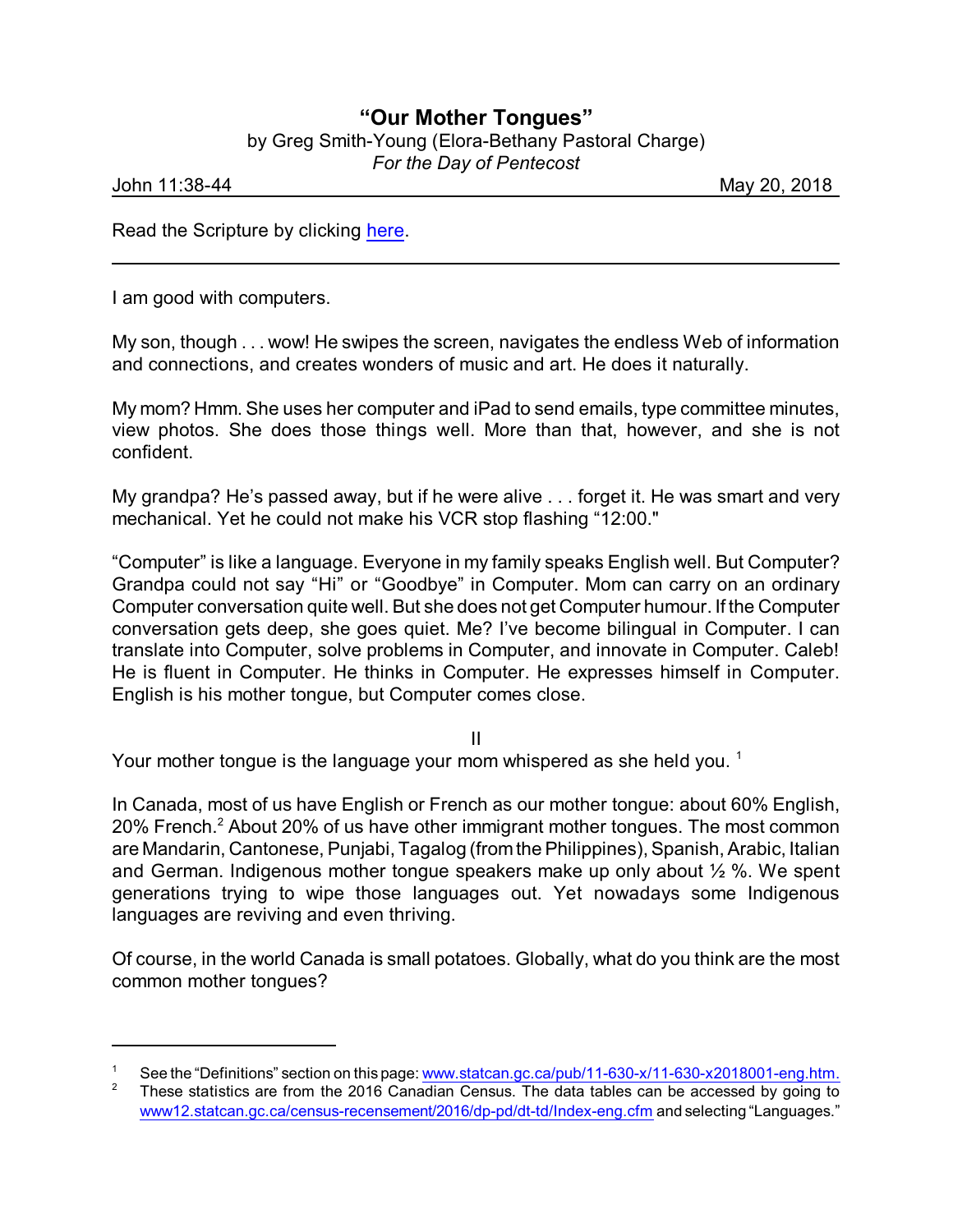# "Our Mother Tongues"

by Greg Smith-Young (Elora-Bethany Pastoral Charge)

*For the Day of Pentecost*

John 11:38-44 May 20, 2018

Read the Scripture by clicking here.

---

I am good with computers.

My son, though . . . wow! He swipes the screen, navigates the endless Web of information and connections, and creates wonders of music and art. He does it naturally.

My mom? Hmm. She uses her computer and iPad to send emails, type committee minutes, view photos. She does those things well. More than that, however, and she is not confident.

My grandpa? He's passed away, but if he were alive . . . forget it. He was smart and very mechanical. Yet he could not make his VCR stop flashing "12:00."

"Computer" is like a language. Everyone in my family speaks English well. But Computer? Grandpa could not say "Hi" or "Goodbye" in Computer. Mom can carry on an ordinary Computer conversation quite well. But she does not get Computer humour. If the Computer conversation gets deep, she goes quiet. Me? I've become bilingual in Computer. I can translate into Computer, solve problems in Computer, and innovate in Computer. Caleb! He is fluent in Computer. He thinks in Computer. He expresses himself in Computer. English is his mother tongue, but Computer comes close.

II

Your mother tongue is the language your mom whispered as she held you. [1]

In Canada, most of us have English or French as our mother tongue: about 60% English, 20% French.[2] About 20% of us have other immigrant mother tongues. The most common are Mandarin, Cantonese, Punjabi, Tagalog (from the Philippines), Spanish, Arabic, Italian and German. Indigenous mother tongue speakers make up only about ½ %. We spent generations trying to wipe those languages out. Yet nowadays some Indigenous languages are reviving and even thriving.

Of course, in the world Canada is small potatoes. Globally, what do you think are the most common mother tongues?

---

[1] See the "Definitions" section on this page: www.statcan.gc.ca/pub/11-630-x/11-630-x2018001-eng.htm.

[2] These statistics are from the 2016 Canadian Census. The data tables can be accessed by going to www12.statcan.gc.ca/census-recensement/2016/dp-pd/dt-td/Index-eng.cfm and selecting "Languages."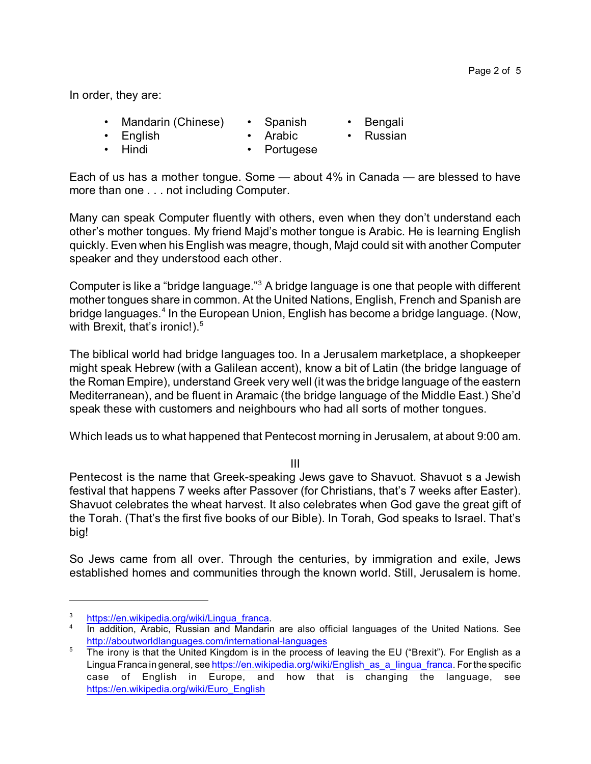In order, they are:

- Mandarin (Chinese)
- English
- Hindi
- Spanish
- Arabic
- Portugese
- Bengali
- Russian

Each of us has a mother tongue. Some — about 4% in Canada — are blessed to have more than one . . . not including Computer.

Many can speak Computer fluently with others, even when they don't understand each other's mother tongues. My friend Majd's mother tongue is Arabic. He is learning English quickly. Even when his English was meagre, though, Majd could sit with another Computer speaker and they understood each other.

Computer is like a "bridge language."[3] A bridge language is one that people with different mother tongues share in common. At the United Nations, English, French and Spanish are bridge languages.[4] In the European Union, English has become a bridge language. (Now, with Brexit, that's ironic!).[5]

The biblical world had bridge languages too. In a Jerusalem marketplace, a shopkeeper might speak Hebrew (with a Galilean accent), know a bit of Latin (the bridge language of the Roman Empire), understand Greek very well (it was the bridge language of the eastern Mediterranean), and be fluent in Aramaic (the bridge language of the Middle East.) She'd speak these with customers and neighbours who had all sorts of mother tongues.

Which leads us to what happened that Pentecost morning in Jerusalem, at about 9:00 am.

## III

Pentecost is the name that Greek-speaking Jews gave to Shavuot. Shavuot s a Jewish festival that happens 7 weeks after Passover (for Christians, that's 7 weeks after Easter). Shavuot celebrates the wheat harvest. It also celebrates when God gave the great gift of the Torah. (That's the first five books of our Bible). In Torah, God speaks to Israel. That's big!

So Jews came from all over. Through the centuries, by immigration and exile, Jews established homes and communities through the known world. Still, Jerusalem is home.

---

[3] https://en.wikipedia.org/wiki/Lingua_franca.

[4] In addition, Arabic, Russian and Mandarin are also official languages of the United Nations. See http://aboutworldlanguages.com/international-languages

[5] The irony is that the United Kingdom is in the process of leaving the EU ("Brexit"). For English as a Lingua Franca in general, see https://en.wikipedia.org/wiki/English_as_a_lingua_franca. For the specific case of English in Europe, and how that is changing the language, see https://en.wikipedia.org/wiki/Euro_English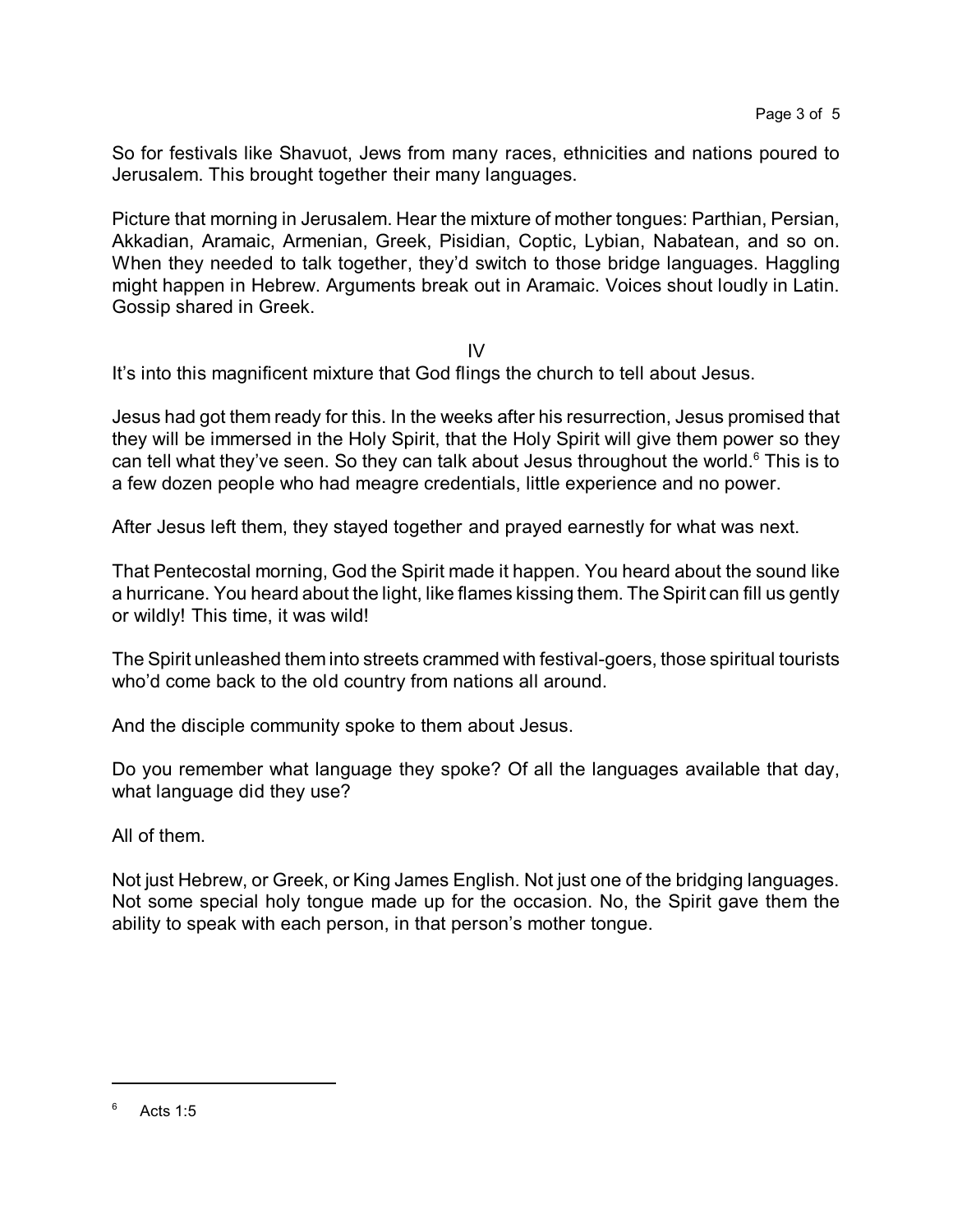So for festivals like Shavuot, Jews from many races, ethnicities and nations poured to Jerusalem. This brought together their many languages.

Picture that morning in Jerusalem. Hear the mixture of mother tongues: Parthian, Persian, Akkadian, Aramaic, Armenian, Greek, Pisidian, Coptic, Lybian, Nabatean, and so on. When they needed to talk together, they'd switch to those bridge languages. Haggling might happen in Hebrew. Arguments break out in Aramaic. Voices shout loudly in Latin. Gossip shared in Greek.

## IV

It's into this magnificent mixture that God flings the church to tell about Jesus.

Jesus had got them ready for this. In the weeks after his resurrection, Jesus promised that they will be immersed in the Holy Spirit, that the Holy Spirit will give them power so they can tell what they've seen. So they can talk about Jesus throughout the world.[6] This is to a few dozen people who had meagre credentials, little experience and no power.

After Jesus left them, they stayed together and prayed earnestly for what was next.

That Pentecostal morning, God the Spirit made it happen. You heard about the sound like a hurricane. You heard about the light, like flames kissing them. The Spirit can fill us gently or wildly! This time, it was wild!

The Spirit unleashed them into streets crammed with festival-goers, those spiritual tourists who'd come back to the old country from nations all around.

And the disciple community spoke to them about Jesus.

Do you remember what language they spoke? Of all the languages available that day, what language did they use?

All of them.

Not just Hebrew, or Greek, or King James English. Not just one of the bridging languages. Not some special holy tongue made up for the occasion. No, the Spirit gave them the ability to speak with each person, in that person's mother tongue.

---

[6] Acts 1:5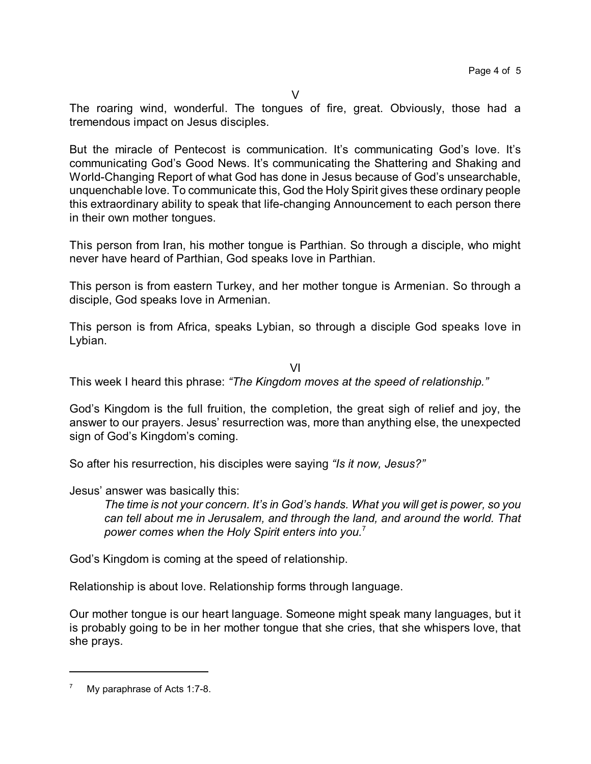V

The roaring wind, wonderful. The tongues of fire, great. Obviously, those had a tremendous impact on Jesus disciples.

But the miracle of Pentecost is communication. It's communicating God's love. It's communicating God's Good News. It's communicating the Shattering and Shaking and World-Changing Report of what God has done in Jesus because of God's unsearchable, unquenchable love. To communicate this, God the Holy Spirit gives these ordinary people this extraordinary ability to speak that life-changing Announcement to each person there in their own mother tongues.

This person from Iran, his mother tongue is Parthian. So through a disciple, who might never have heard of Parthian, God speaks love in Parthian.

This person is from eastern Turkey, and her mother tongue is Armenian. So through a disciple, God speaks love in Armenian.

This person is from Africa, speaks Lybian, so through a disciple God speaks love in Lybian.

VI

This week I heard this phrase: *"The Kingdom moves at the speed of relationship."*

God's Kingdom is the full fruition, the completion, the great sigh of relief and joy, the answer to our prayers. Jesus' resurrection was, more than anything else, the unexpected sign of God's Kingdom's coming.

So after his resurrection, his disciples were saying *"Is it now, Jesus?"*

Jesus' answer was basically this:

> *The time is not your concern. It's in God's hands. What you will get is power, so you can tell about me in Jerusalem, and through the land, and around the world. That power comes when the Holy Spirit enters into you.*[7]

God's Kingdom is coming at the speed of relationship.

Relationship is about love. Relationship forms through language.

Our mother tongue is our heart language. Someone might speak many languages, but it is probably going to be in her mother tongue that she cries, that she whispers love, that she prays.

---

[7] My paraphrase of Acts 1:7-8.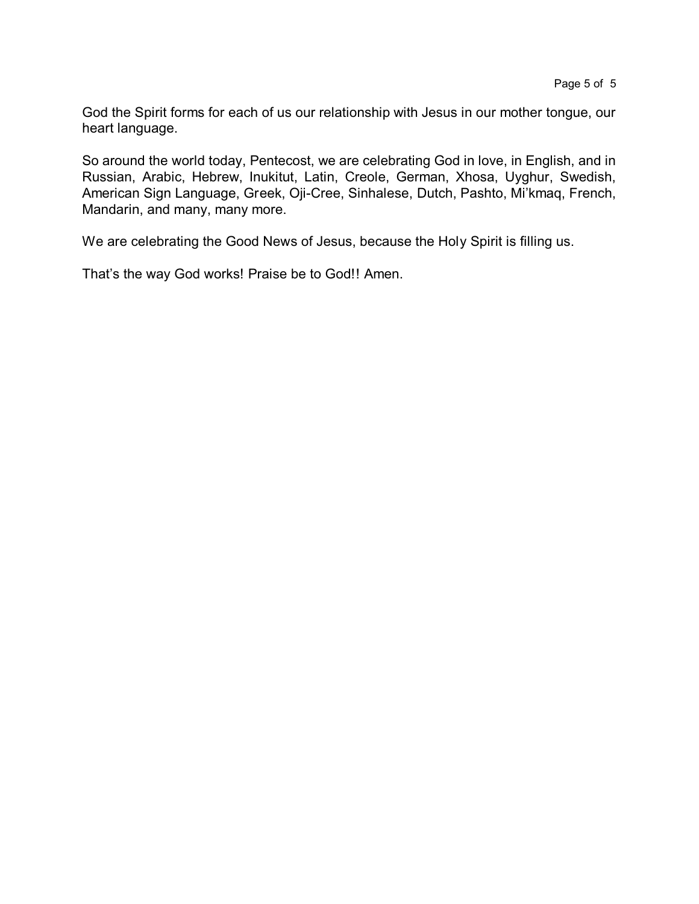God the Spirit forms for each of us our relationship with Jesus in our mother tongue, our heart language.

So around the world today, Pentecost, we are celebrating God in love, in English, and in Russian, Arabic, Hebrew, Inukitut, Latin, Creole, German, Xhosa, Uyghur, Swedish, American Sign Language, Greek, Oji-Cree, Sinhalese, Dutch, Pashto, Mi'kmaq, French, Mandarin, and many, many more.

We are celebrating the Good News of Jesus, because the Holy Spirit is filling us.

That's the way God works! Praise be to God!! Amen.